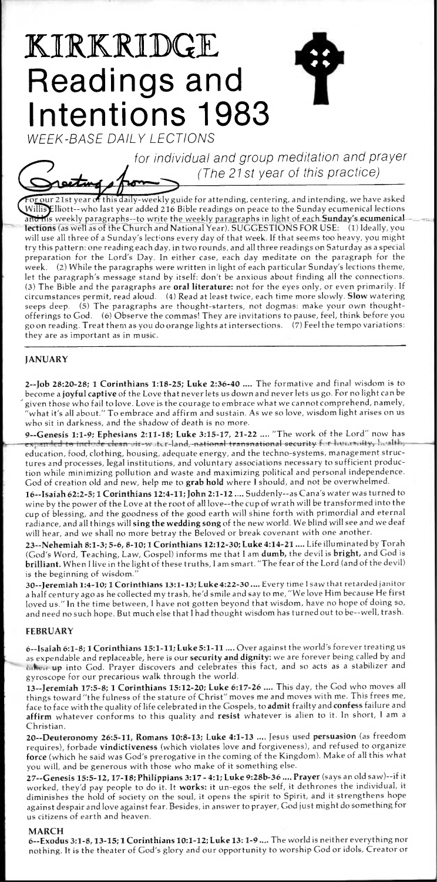# KIRKRIDGE Readings and Intentions 1983

*WEEK-BASE DAILY LECTIONS*

*for individual and group meditation and prayer (The 21st year of this practice)*

Greetings from

For our 21st year of this daily-weekly guide for attending, centering, and intending, we have asked Willis Elliott--who last year added 216 Bible readings on peace to the Sunday ecumenical lections and his weekly paragraphs--to write the weekly paragraphs in light of each **Sunday's ecumenical lections** (as well as of the Church and National Year). SUGGESTIONS FOR USE: (1) Ideally, you will use all three of a Sunday's lections every day of that week. If that seems too heavy, you might try this pattern: one reading each day, in two rounds, and all three readings on Saturday as a special preparation for the Lord's Day. In either case, each day meditate on the paragraph for the week. (2) While the paragraphs were written in light of each particular Sunday's lections theme, let the paragraph's message stand by itself: don't be anxious about finding all the connections. (3) The Bible and the paragraphs are **oral literature:** not for the eyes only, or even primarily. If circumstances permit, read aloud. (4) Read at least twice, each time more slowly. **Slow** watering seeps deep. (5) The paragraphs are thought-starters, not dogmas: make your own thought-offerings to God. (6) Observe the commas! They are invitations to pause, feel, think before you go on reading. Treat them as you do orange lights at intersections. (7) Feel the tempo variations: they are as important as in music.

## JANUARY

**2--Job 28:20-28; 1 Corinthians 1:18-25; Luke 2:36-40 ....** The formative and final wisdom is to become a **joyful captive** of the Love that never lets us down and never lets us go. For no light can be given those who fail to love. Love is the courage to embrace what we cannot comprehend, namely, "what it's all about." To embrace and affirm and sustain. As we so love, wisdom light arises on us who sit in darkness, and the shadow of death is no more.

**9--Genesis 1:1-9; Ephesians 2:11-18; Luke 3:15-17, 21-22 ....** "The work of the Lord" now has expanded to include clean air-water-land, national-transnational security for humanity, health, education, food, clothing, housing, adequate energy, and the techno-systems, management structures and processes, legal institutions, and voluntary associations necessary to sufficient production while minimizing pollution and waste and maximizing political and personal independence. God of creation old and new, help me to **grab hold** where I should, and not be overwhelmed.

**16--Isaiah 62:2-5; 1 Corinthians 12:4-11; John 2:1-12 ....** Suddenly--as Cana's water was turned to wine by the power of the Love at the root of all love--the cup of wrath will be transformed into the cup of blessing, and the goodness of the good earth will shine forth with primordial and eternal radiance, and all things will **sing the wedding song** of the new world. We blind will see and we deaf will hear, and we shall no more betray the Beloved or break covenant with one another.

**23--Nehemiah 8:1-3; 5-6, 8-10; 1 Corinthians 12:12-30; Luke 4:14-21 ....** Life illuminated by Torah (God's Word, Teaching, Law, Gospel) informs me that I am **dumb,** the devil is **bright,** and God is **brilliant.** When I live in the light of these truths, I am smart. "The fear of the Lord (and of the devil) is the beginning of wisdom."

**30--Jeremiah 1:4-10; 1 Corinthians 13:1-13; Luke 4:22-30 ....** Every time I saw that retarded janitor a half century ago as he collected my trash, he'd smile and say to me, "We love Him because He first loved us." In the time between, I have not gotten beyond that wisdom, have no hope of doing so, and need no such hope. But much else that I had thought wisdom has turned out to be--well, trash.

## FEBRUARY

**6--Isaiah 6:1-8; 1 Corinthians 15:1-11; Luke 5:1-11 ....** Over against the world's forever treating us as expendable and replaceable, here is our **security and dignity:** we are forever being called by and **taken up** into God. Prayer discovers and celebrates this fact, and so acts as a stabilizer and gyroscope for our precarious walk through the world.

**13--Jeremiah 17:5-8; 1 Corinthians 15:12-20; Luke 6:17-26 ....** This day, the God who moves all things toward "the fulness of the stature of Christ" moves me and moves with me. This frees me, face to face with the quality of life celebrated in the Gospels, to **admit** frailty and **confess** failure and **affirm** whatever conforms to this quality and **resist** whatever is alien to it. In short, I am a Christian.

**20--Deuteronomy 26:5-11, Romans 10:8-13; Luke 4:1-13 ....** Jesus used **persuasion** (as freedom requires), forbade **vindictiveness** (which violates love and forgiveness), and refused to organize **force** (which he said was God's prerogative in the coming of the Kingdom). Make of all this what you will, and be generous with those who make of it something else.

**27--Genesis 15:5-12, 17-18; Philippians 3:17 - 4:1; Luke 9:28b-36 .... Prayer** (says an old saw)--if it worked, they'd pay people to do it. It **works:** it un-egos the self, it dethrones the individual, it diminishes the hold of society on the soul, it opens the spirit to Spirit, and it strengthens hope against despair and love against fear. Besides, in answer to prayer, God just might do something for us citizens of earth and heaven.

## MARCH

**6--Exodus 3:1-8, 13-15; 1 Corinthians 10:1-12; Luke 13: 1-9 ....** The world is neither everything nor nothing. It is the theater of God's glory and our opportunity to worship God or idols, Creator or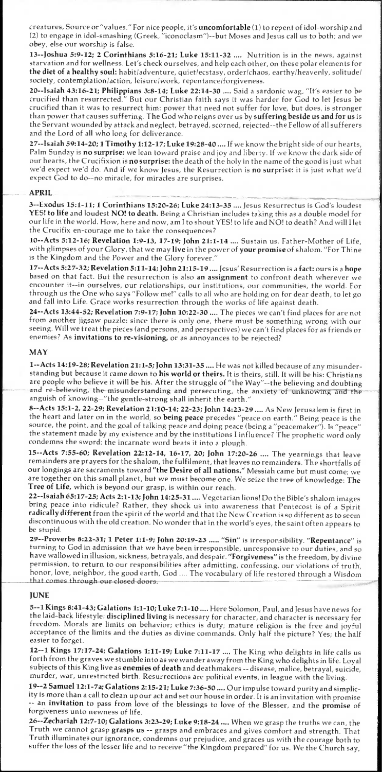creatures, Source or "values." For nice people, it's **uncomfortable** (1) to repent of idol-worship and (2) to engage in idol-smashing (Greek, "iconoclasm")--but Moses and Jesus call us to both; and we obey, else our worship is false.

**13--Joshua 5:9-12; 2 Corinthians 5:16-21; Luke 15:11-32 ....** Nutrition is in the news, against starvation and for wellness. Let's check ourselves, and help each other, on these polar elements for **the diet of a healthy soul:** habit/adventure, quiet/ecstasy, order/chaos, earthy/heavenly, solitude/society, contemplation/action, leisure/work, repentance/forgiveness.

**20--Isaiah 43:16-21; Philippians 3:8-14; Luke 22:14-30 ....** Said a sardonic wag, "It's easier to be crucified than resurrected." But our Christian faith says it was harder for God to let Jesus be crucified than it was to resurrect him: power that need not suffer for love, but does, is stronger than power that causes suffering. The God who reigns over us by **suffering beside us and for us** is the Servant wounded by attack and neglect, betrayed, scorned, rejected--the Fellow of all sufferers and the Lord of all who long for deliverance.

**27--Isaiah 59:14-20; 1 Timothy 1:12-17; Luke 19:28-40 ....** If we know the bright side of our hearts, Palm Sunday is **no surprise:** we lean toward praise and joy and liberty. If we know the dark side of our hearts, the Crucifixion is **no surprise:** the death of the holy in the name of the good is just what we'd expect we'd do. And if we know Jesus, the Resurrection is **no surprise:** it is just what we'd expect God to do--no miracle, for miracles are surprises.

## APRIL

**3--Exodus 15:1-11; 1 Corinthians 15:20-26; Luke 24:13-35 ....** Jesus Resurrectus is God's loudest **YES! to life** and loudest **NO! to death.** Being a Christian includes taking this as a double model for our life in the world. How, here and now, am I to shout YES! to life and NO! to death? And will I let the Crucifix en-courage me to take the consequences?

**10--Acts 5:12-16; Revelation 1:9-13, 17-19; John 21:1-14 ....** Sustain us, Father-Mother of Life, with glimpses of your Glory, that we may **live** in the power of **your promise** of shalom. "For Thine is the Kingdom and the Power and the Glory forever."

**17--Acts 5:27-32; Revelation 5:11-14; John 21:15-19 ....** Jesus' Resurrection is a **fact:** ours is a **hope** based on that fact. But the resurrection is also **an assignment** to confront death wherever we encounter it--in ourselves, our relationships, our institutions, our communities, the world. For through us the One who says "Follow me!" calls to all who are holding on for dear death, to let go and fall into Life. Grace works resurrection through the works of life against death.

**24--Acts 13:44-52; Revelation 7:9-17; John 10:22-30 ....** The pieces we can't find places for are not from another jigsaw puzzle: since there is only one, there must be something wrong with our seeing. Will we treat the pieces (and persons, and perspectives) we can't find places for as friends or enemies? As **invitations to re-visioning,** or as annoyances to be rejected?

## MAY

**1--Acts 14:19-28; Revelation 21:1-5; John 13:31-35 ....** He was not killed because of any misunderstanding but because it came down to **his world or theirs.** It is theirs, still. It will be his: Christians are people who believe it will be his. After the struggle of "the Way"--the believing and doubting and re-believing, the misunderstanding and persecuting, the anxiety of unknowing and the anguish of knowing--"the gentle-strong shall inherit the earth."

**8--Acts 15:1-2, 22-29; Revelation 21:10-14; 22-23; John 14:23-29 ....** As New Jerusalem is first in the heart and later on in the world, so **being peace** precedes "peace on earth." Being peace is the source, the point, and the goal of talking peace and doing peace (being a "peacemaker"). Is "peace" the statement made by my existence and by the institutions I influence? The prophetic word only condemns the sword: the incarnate word beats it into a plough.

**15--Acts 7:55-60; Revelation 22:12-14, 16-17, 20; John 17:20-26 ....** The yearnings that leave remainders are prayers for the shalom, the fulfilment, that leaves no remainders. The shortfalls of our longings are sacraments toward **"the Desire of all nations."** Messiah came but must come; we are together on this small planet, but we must become one. We seize the tree of knowledge: **The Tree of Life,** which is beyond our grasp, is within our reach.

**22--Isaiah 65:17-25; Acts 2:1-13; John 14:25-31 ....** Vegetarian lions! Do the Bible's shalom images bring peace into ridicule? Rather, they shock us into awareness that Pentecost is of a Spirit **radically different** from the spirit of the world and that the New Creation is so different as to seem discontinuous with the old creation. No wonder that in the world's eyes, the saint often appears to be stupid.

**29--Proverbs 8:22-31; 1 Peter 1:1-9; John 20:19-23 .....** **"Sin"** is irresponsibility. **"Repentance"** is turning to God in admission that we have been irresponsible, unresponsive to our duties, and so have wallowed in illusion, sickness, betrayals, and despair. **"Forgiveness"** is the freedom, by divine permission, to return to our responsibilities after admitting, confessing, our violations of truth, honor, love, neighbor, the good earth, God .... The vocabulary of life restored through a Wisdom that comes through our closed doors.

## JUNE

**5--1 Kings 8:41-43; Galatians 1:1-10; Luke 7:1-10 ....** Here Solomon, Paul, and Jesus have news for the laid-back lifestyle: **disciplined living** is necessary for character, and character is necessary for freedom. Morals are limits on behavior; ethics is duty; mature religion is the free and joyful acceptance of the limits and the duties as divine commands. Only half the picture? Yes; the half easier to forget.

**12--1 Kings 17:17-24; Galatians 1:11-19; Luke 7:11-17 ....** The King who delights in life calls us forth from the graves we stumble into as we wander away from the King who delights in life. Loyal subjects of this King live as **enemies of death** and deathmakers -- disease, malice, betrayal, suicide, murder, war, unrestricted birth. Resurrections are political events, in league with the living.

**19--2 Samuel 12:1-7a; Galatians 2:15-21; Luke 7:36-50 ....** Our impulse toward purity and simplicity is more than a call to clean up our act and set our house in order. It is an invitation with promise -- an **invitation** to pass from love of the blessings to love of the Blesser, and the **promise** of forgiveness unto newness of life.

**26--Zechariah 12:7-10; Galatians 3:23-29; Luke 9:18-24 ....** When we grasp the truths we can, the Truth we cannot grasp **grasps us** -- grasps and embraces and gives comfort and strength. That Truth illuminates our ignorance, condemns our prejudice, and graces us with the courage both to suffer the loss of the lesser life and to receive "the Kingdom prepared" for us. We the Church say,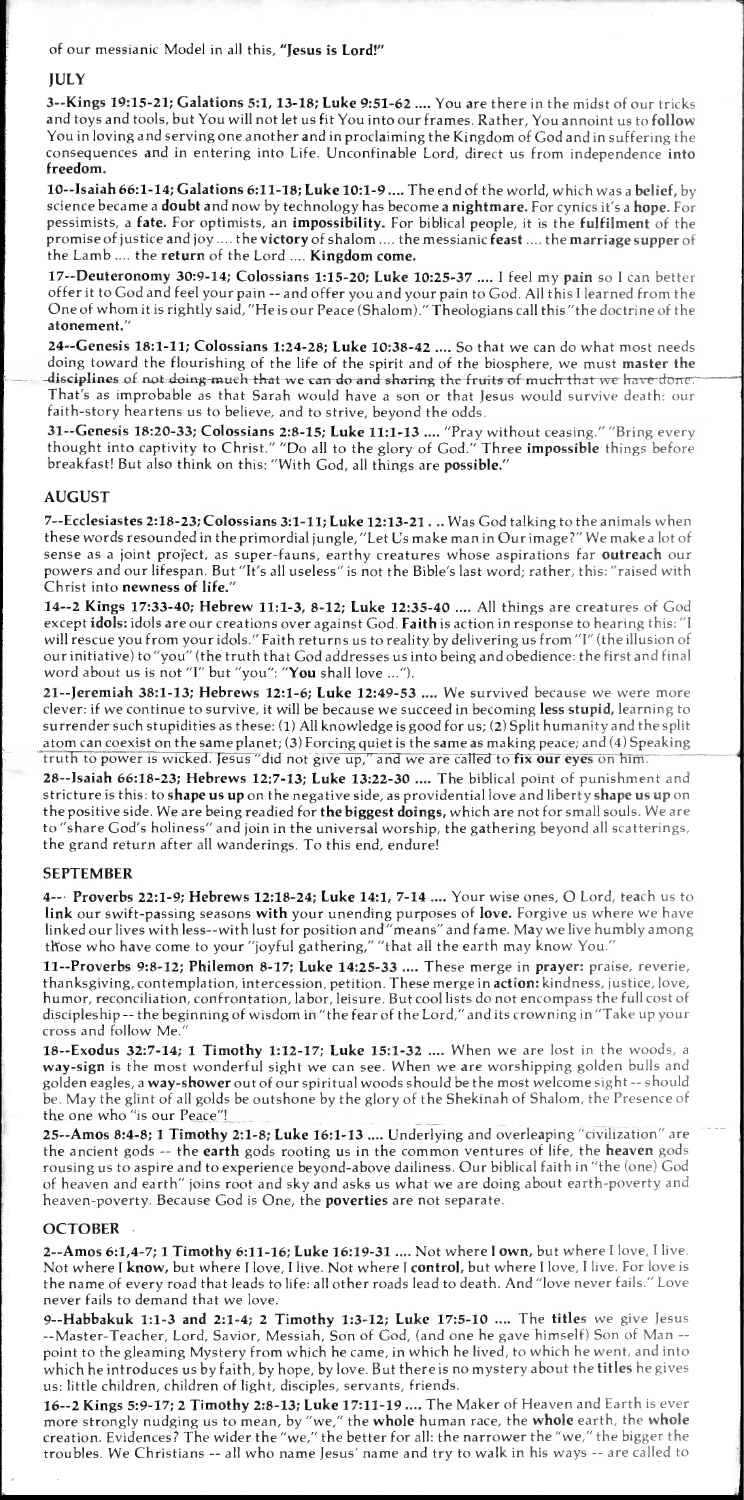of our messianic Model in all this, **"Jesus is Lord!"**

## JULY

**3--Kings 19:15-21; Galatians 5:1, 13-18; Luke 9:51-62 ....** You are there in the midst of our tricks and toys and tools, but You will not let us fit You into our frames. Rather, You annoint us to **follow** You in loving and serving one another and in proclaiming the Kingdom of God and in suffering the consequences and in entering into Life. Unconfinable Lord, direct us from independence **into freedom.**

**10--Isaiah 66:1-14; Galatians 6:11-18; Luke 10:1-9 ....** The end of the world, which was a **belief,** by science became a **doubt** and now by technology has become **a nightmare.** For cynics it's a **hope.** For pessimists, a **fate.** For optimists, an **impossibility.** For biblical people, it is the **fulfilment** of the promise of justice and joy .... the **victory** of shalom .... the messianic **feast** .... the **marriage supper** of the Lamb .... the **return** of the Lord .... **Kingdom come.**

**17--Deuteronomy 30:9-14; Colossians 1:15-20; Luke 10:25-37 ....** I feel my **pain** so I can better offer it to God and feel your pain -- and offer you and your pain to God. All this I learned from the One of whom it is rightly said, "He is our Peace (Shalom)." Theologians call this "the doctrine of the **atonement.**"

**24--Genesis 18:1-11; Colossians 1:24-28; Luke 10:38-42 ....** So that we can do what most needs doing toward the flourishing of the life of the spirit and of the biosphere, we must **master the disciplines** of not doing much that we can do and sharing the fruits of much that we have done. That's as improbable as that Sarah would have a son or that Jesus would survive death: our faith-story heartens us to believe, and to strive, beyond the odds.

**31--Genesis 18:20-33; Colossians 2:8-15; Luke 11:1-13 ....** "Pray without ceasing." "Bring every thought into captivity to Christ." "Do all to the glory of God." Three **impossible** things before breakfast! But also think on this: "With God, all things are **possible.**"

## AUGUST

**7--Ecclesiastes 2:18-23; Colossians 3:1-11; Luke 12:13-21 . ..** Was God talking to the animals when these words resounded in the primordial jungle, "Let Us make man in Our image?" We make a lot of sense as a joint project, as super-fauns, earthy creatures whose aspirations far **outreach** our powers and our lifespan. But "It's all useless" is not the Bible's last word; rather, this: "raised with Christ into **newness of life.**"

**14--2 Kings 17:33-40; Hebrew 11:1-3, 8-12; Luke 12:35-40 ....** All things are creatures of God except **idols:** idols are our creations over against God. **Faith** is action in response to hearing this: "I will rescue you from your idols." Faith returns us to reality by delivering us from "I" (the illusion of our initiative) to "you" (the truth that God addresses us into being and obedience: the first and final word about us is not "I" but "you": "**You** shall love ...").

**21--Jeremiah 38:1-13; Hebrews 12:1-6; Luke 12:49-53 ....** We survived because we were more clever: if we continue to survive, it will be because we succeed in becoming **less stupid,** learning to surrender such stupidities as these: (1) All knowledge is good for us; (2) Split humanity and the split atom can coexist on the same planet; (3) Forcing quiet is the same as making peace; and (4) Speaking truth to power is wicked. Jesus "did not give up," and we are called to **fix our eyes** on him.

**28--Isaiah 66:18-23; Hebrews 12:7-13; Luke 13:22-30 ....** The biblical point of punishment and stricture is this: to **shape us up** on the negative side, as providential love and liberty **shape us up** on the positive side. We are being readied for **the biggest doings,** which are not for small souls. We are to "share God's holiness" and join in the universal worship, the **gathering** beyond all scatterings, the grand return after all wanderings. To this end, endure!

## SEPTEMBER

**4-- Proverbs 22:1-9; Hebrews 12:18-24; Luke 14:1, 7-14 ....** Your wise ones, O Lord, teach us to **link** our swift-passing seasons **with** your unending purposes of **love.** Forgive us where we have linked our lives with less--with lust for position and "means" and fame. May we live humbly among those who have come to your "joyful gathering," "that all the earth may know You."

**11--Proverbs 9:8-12; Philemon 8-17; Luke 14:25-33 ....** These merge in **prayer:** praise, reverie, thanksgiving, contemplation, intercession, petition. These merge in **action:** kindness, justice, love, humor, reconciliation, confrontation, labor, leisure. But cool lists do not encompass the full cost of discipleship -- the beginning of wisdom in "the fear of the Lord," and its crowning in "Take up your cross and follow Me."

**18--Exodus 32:7-14; 1 Timothy 1:12-17; Luke 15:1-32 ....** When we are lost in the woods, a **way-sign** is the most wonderful sight we can see. When we are worshipping golden bulls and golden eagles, a **way-shower** out of our spiritual woods should be the most welcome sight -- should be. May the glint of all golds be outshone by the glory of the Shekinah of Shalom, the Presence of the one who "is our Peace"!

**25--Amos 8:4-8; 1 Timothy 2:1-8; Luke 16:1-13 ....** Underlying and overleaping "civilization" are the ancient gods -- the **earth** gods rooting us in the common ventures of life, the **heaven** gods rousing us to aspire and to experience beyond-above dailiness. Our biblical faith in "the (one) God of heaven and earth" joins root and sky and asks us what we are doing about earth-poverty and heaven-poverty. Because God is One, the **poverties** are not separate.

## OCTOBER

**2--Amos 6:1,4-7; 1 Timothy 6:11-16; Luke 16:19-31 ....** Not where **I own,** but where I love, I live. Not where **I know,** but where I love, I live. Not where I **control,** but where I love, I live. For love is the name of every road that leads to life: all other roads lead to death. And "love never fails." Love never fails to demand that we love.

**9--Habbakuk 1:1-3 and 2:1-4; 2 Timothy 1:3-12; Luke 17:5-10 ....** The **titles** we give Jesus --Master-Teacher, Lord, Savior, Messiah, Son of God, (and one he gave himself) Son of Man -- point to the gleaming Mystery from which he came, in which he lived, to which he went, and into which he introduces us by faith, by hope, by love. But there is no mystery about the **titles** he gives us: little children, children of light, disciples, servants, friends.

**16--2 Kings 5:9-17; 2 Timothy 2:8-13; Luke 17:11-19 ....** The Maker of Heaven and Earth is ever more strongly nudging us to mean, by "we," the **whole** human race, the **whole** earth, the **whole** creation. Evidences? The wider the "we," the better for all: the narrower the "we," the bigger the troubles. We Christians -- all who name Jesus' name and try to walk in his ways -- are called to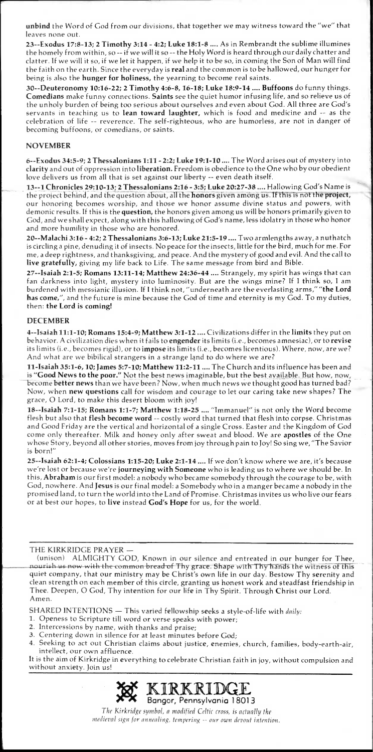**unbind** the Word of God from our divisions, that together we may witness toward the "we" that leaves none out.

**23--Exodus 17:8-13; 2 Timothy 3:14 - 4:2; Luke 18:1-8 ....** As in Rembrandt the sublime illumines the homely from within, so -- if we will it so -- the Holy Word is heard through our daily chatter and clatter. If we will it so, if we let it happen, if we help it to be so, in coming the Son of Man will find the faith on the earth. Since the everyday is **real** and the common is to be hallowed, our hunger for being is also the **hunger for holiness,** the yearning to become real saints.

**30--Deuteronomy 10:16-22; 2 Timothy 4:6-8, 16-18; Luke 18:9-14 .... Buffoons** do funny things. **Comedians** make funny connections. **Saints** see the quiet humor infusing life, and so relieve us of the unholy burden of being too serious about ourselves and even about God. All three are God's servants in teaching us to **lean toward laughter,** which is food and medicine and -- as the celebration of life -- reverence. The self-righteous, who are humorless, are not in danger of becoming buffoons, or comedians, or saints.

## NOVEMBER

**6--Exodus 34:5-9; 2 Thessalonians 1:11 - 2:2; Luke 19:1-10 ....** The Word arises out of mystery into **clarity** and out of oppression into **liberation.** Freedom is obedience to the One who by our obedient love delivers us from all that is set against our liberty -- even death itself.

**13--1 Chronicles 29:10-13; 2 Thessalonians 2:16 - 3:5; Luke 20:27-38 ....** Hallowing God's Name is the project behind, and the question about, all the **honors** given among us. If this is not the **project,** our honoring becomes worship, and those we honor assume divine status and powers, with demonic results. If this is the **question,** the honors given among us will be honors primarily given to God, and we shall expect, along with this hallowing of God's name, less idolatry in those who honor and more humility in those who are honored.

**20--Malachi 3:16 - 4:2; 2 Thessalonians 3:6-13; Luke 21:5-19 ....** Two armlengths away, a nuthatch is circling a pine, denuding it of insects. No peace for the insects, little for the bird, much for me. For me, a deep rightness, and thanksgiving, and peace. And the mystery of good and evil. And the call to **live gratefully,** giving my life back to Life. The same message from bird and Bible.

**27--Isaiah 2:1-5; Romans 13:11-14; Matthew 24:36-44 ....** Strangely, my spirit has wings that can fan darkness into light, mystery into luminosity. But are the wings mine? If I think so, I am burdened with messianic illusion. If I think not, "underneath are the everlasting arms," "**the Lord has come,**", and the future is mine because the God of time and eternity is my God. To my duties, then: **the Lord is coming!**

## DECEMBER

**4--Isaiah 11:1-10; Romans 15:4-9; Matthew 3:1-12 ....** Civilizations differ in the **limits** they put on behavior. A civilization dies when it fails to **engender** its limits (i.e., becomes amnesiac), or to **revise** its limits (i.e., becomes rigid), or to **impose** its limits (i.e., becomes licentious). Where, now, are we? And what are we bibilical strangers in a strange land to do where we are?

**11-Isaiah 35:1-6, 10; James 5:7-10; Matthew 11:2-11 ....** The Church and its influence has been and is "**Good News to the poor.**" Not the best news imaginable, but the best available. But how, now, become **better news** than we have been? Now, when much news we thought good has turned bad? Now, when **new questions** call for wisdom and courage to let our caring take new shapes? The grace, O Lord, to make this desert bloom with joy!

**18--Isaiah 7:1-15; Romans 1:1-7; Matthew 1:18-25 ....** "Immanuel" is not only the Word become flesh but also that **flesh become word** -- costly word that turned that flesh into corpse. Christmas and Good Friday are the vertical and horizontal of a single Cross. Easter and the Kingdom of God come only thereafter. Milk and honey only after sweat and blood. We are **apostles** of the One whose Story, beyond all other stories, moves from joy through pain to Joy! So sing we, "The Savior is born!"

**25--Isaiah 62:1-4; Colossians 1:15-20; Luke 2:1-14 ....** If we don't know where we are, it's because we're lost or because we're **journeying with Someone** who is leading us to where we should be. In this, **Abraham** is our first model: a nobody who became somebody through the courage to be, with God, nowhere. And **Jesus** is our final model: a Somebody who in a manger became a nobody in the promised land, to turn the world into the Land of Promise. Christmas invites us who live our fears or at best our hopes, to **live** instead **God's Hope** for us, for the world.

---

THE KIRKRIDGE PRAYER —

(unison) ALMIGHTY GOD, Known in our silence and entreated in our hunger for Thee, nourish us now with the common bread of Thy grace. Shape with Thy hands the witness of this quiet company, that our ministry may be Christ's own life in our day. Bestow Thy serenity and clean strength on each member of this circle, granting us honest work and steadfast friendship in Thee. Deepen, O God, Thy intention for our life in Thy Spirit. Through Christ our Lord. Amen.

SHARED INTENTIONS — This varied fellowship seeks a style-of-life with *daily:*

1. Openess to Scripture till word or verse speaks with power;
2. Intercessions by name, with thanks and praise;
3. Centering down in silence for at least minutes before God;
4. Seeking to act out Christian claims about justice, enemies, church, families, body-earth-air, intellect, our own affluence.

It is the aim of Kirkridge in everything to celebrate Christian faith in joy, without compulsion and without anxiety. Join us!

---

KIRKRIDGE
Bangor, Pennsylvania 18013

*The Kirkridge symbol, a modified Celtic cross, is actually the medieval sign for annealing, tempering -- our own devout intention.*